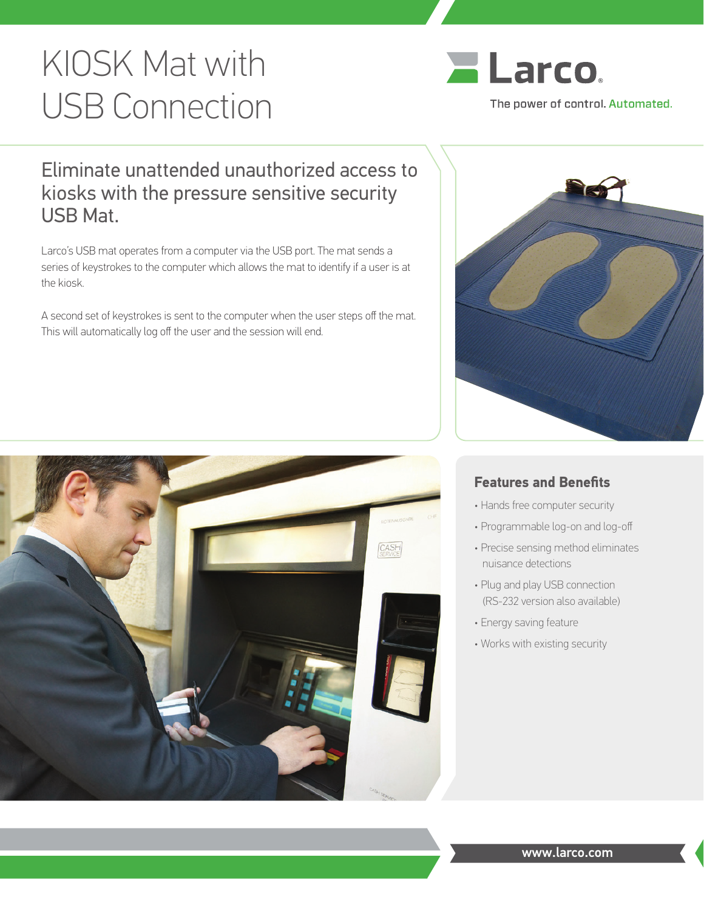# KIOSK Mat with USB Connection

Larco

The power of control. Automated.

## Eliminate unattended unauthorized access to kiosks with the pressure sensitive security USB Mat.

Larco's USB mat operates from a computer via the USB port. The mat sends a series of keystrokes to the computer which allows the mat to identify if a user is at the kiosk.

A second set of keystrokes is sent to the computer when the user steps off the mat. This will automatically log off the user and the session will end.

### Features and Benefits

- Hands free computer security
- Programmable log-on and log-off
- Precise sensing method eliminates nuisance detections
- Plug and play USB connection (RS-232 version also available)
- Energy saving feature
- Works with existing security

www.larco.com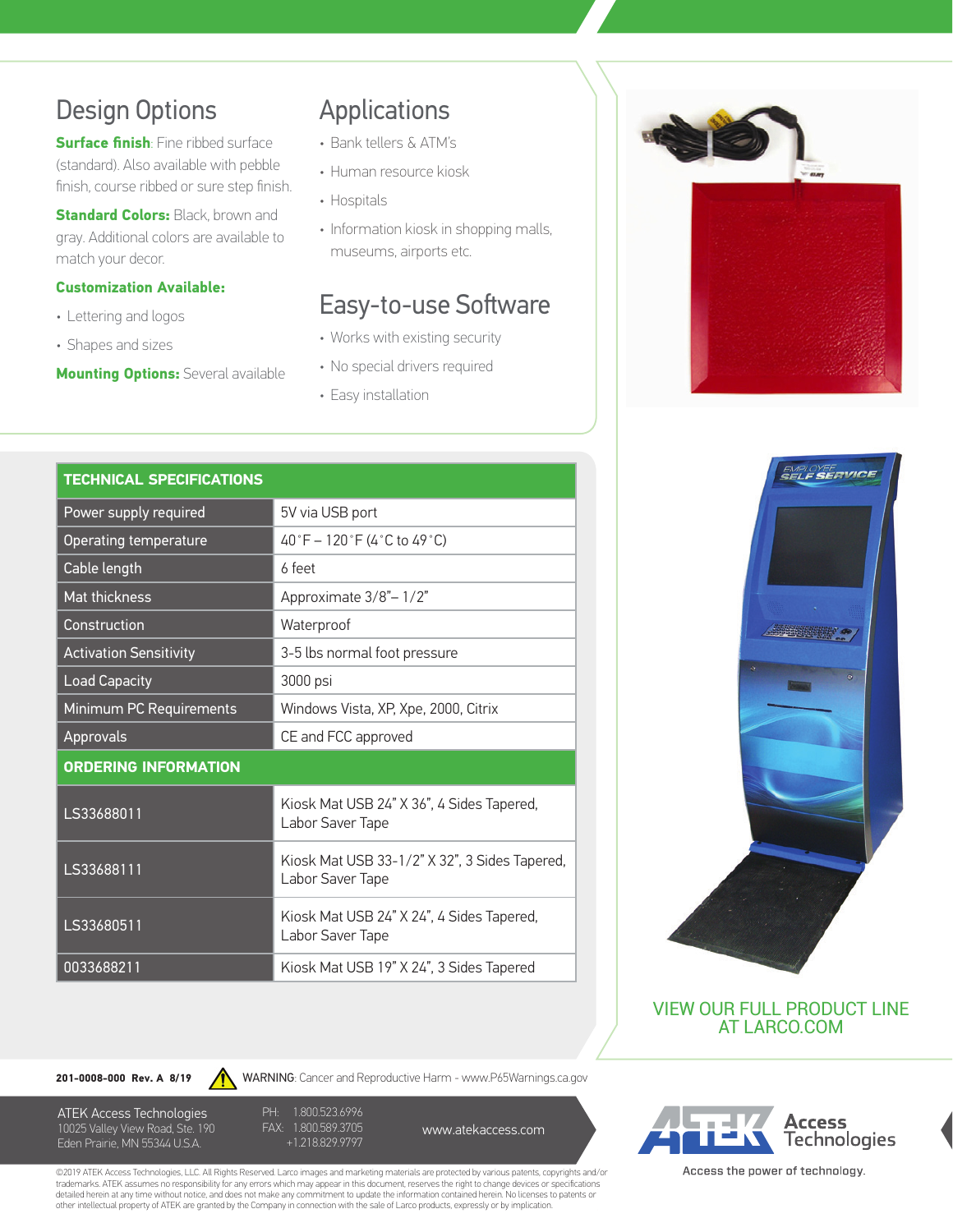## Design Options

**Surface finish**: Fine ribbed surface (standard). Also available with pebble finish, course ribbed or sure step finish.

**Standard Colors:** Black, brown and gray. Additional colors are available to match your decor.

**Customization Available:**

- Lettering and logos
- Shapes and sizes

**Mounting Options:** Several available

## Applications

- Bank tellers & ATM's
- Human resource kiosk
- Hospitals
- Information kiosk in shopping malls, museums, airports etc.

## Easy-to-use Software

- Works with existing security
- No special drivers required
- Easy installation

| TECHNICAL SPECIFICATIONS | |
|---|---|
| Power supply required | 5V via USB port |
| Operating temperature | 40˚F – 120˚F (4˚C to 49˚C) |
| Cable length | 6 feet |
| Mat thickness | Approximate 3/8"– 1/2" |
| Construction | Waterproof |
| Activation Sensitivity | 3-5 lbs normal foot pressure |
| Load Capacity | 3000 psi |
| Minimum PC Requirements | Windows Vista, XP, Xpe, 2000, Citrix |
| Approvals | CE and FCC approved |
| **ORDERING INFORMATION** | |
| LS33688011 | Kiosk Mat USB 24" X 36", 4 Sides Tapered, Labor Saver Tape |
| LS33688111 | Kiosk Mat USB 33-1/2" X 32", 3 Sides Tapered, Labor Saver Tape |
| LS33680511 | Kiosk Mat USB 24" X 24", 4 Sides Tapered, Labor Saver Tape |
| 0033688211 | Kiosk Mat USB 19" X 24", 3 Sides Tapered |

VIEW OUR FULL PRODUCT LINE AT LARCO.COM

**201-0008-000 Rev. A 8/19**

WARNING: Cancer and Reproductive Harm - www.P65Warnings.ca.gov

ATEK Access Technologies
10025 Valley View Road, Ste. 190
Eden Prairie, MN 55344 U.S.A.

PH: 1.800.523.6996
FAX: 1.800.589.3705
+1.218.829.9797

www.atekaccess.com

ATEK Access Technologies
Access the power of technology.

©2019 ATEK Access Technologies, LLC. All Rights Reserved. Larco images and marketing materials are protected by various patents, copyrights and/or trademarks. ATEK assumes no responsibility for any errors which may appear in this document, reserves the right to change devices or specifications detailed herein at any time without notice, and does not make any commitment to update the information contained herein. No licenses to patents or other intellectual property of ATEK are granted by the Company in connection with the sale of Larco products, expressly or by implication.